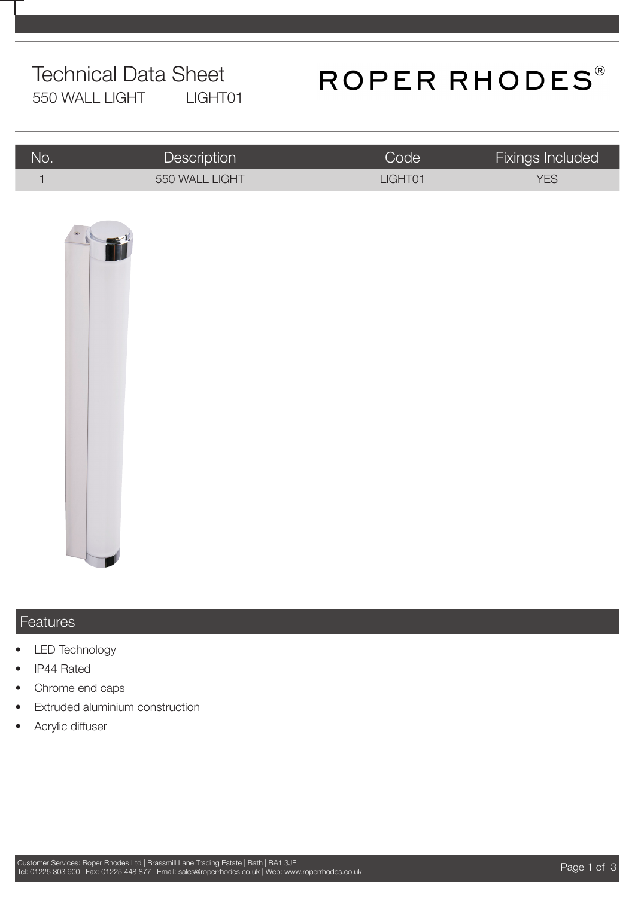# Technical Data Sheet

550 WALL LIGHT LIGHT01

ROPER RHODES®

| No. | Description | Code | Fixings Included |
|---|---|---|---|
| 1 | 550 WALL LIGHT | LIGHT01 | YES |

## Features

- LED Technology
- IP44 Rated
- Chrome end caps
- Extruded aluminium construction
- Acrylic diffuser

Customer Services: Roper Rhodes Ltd | Brassmill Lane Trading Estate | Bath | BA1 3JF
Tel: 01225 303 900 | Fax: 01225 448 877 | Email: sales@roperrhodes.co.uk | Web: www.roperrhodes.co.uk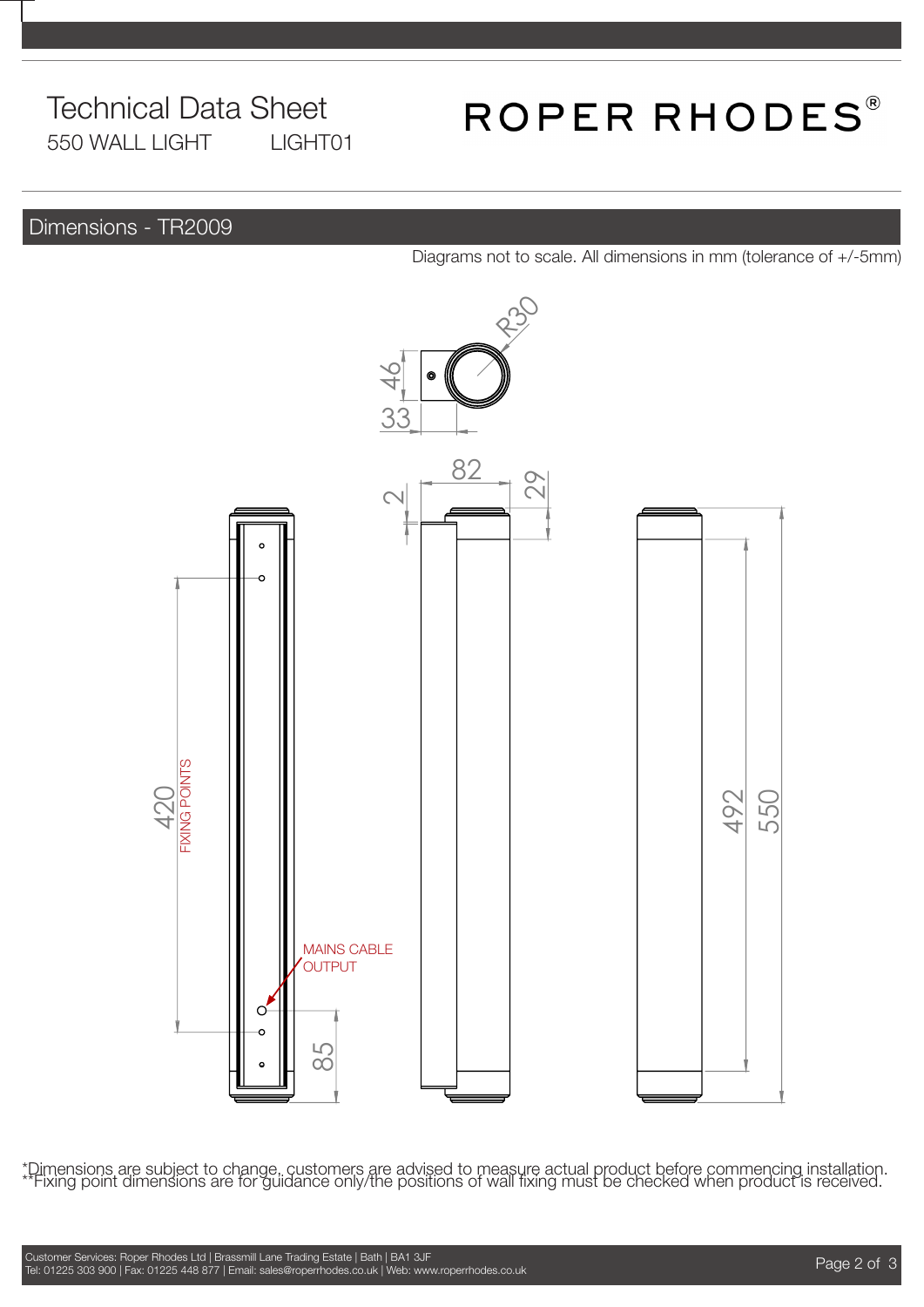# Technical Data Sheet

550 WALL LIGHT LIGHT01

ROPER RHODES®

## Dimensions - TR2009

Diagrams not to scale. All dimensions in mm (tolerance of +/-5mm)

R30

46

33

82

2

29

420

FIXING POINTS

MAINS CABLE OUTPUT

85

492

550

*Dimensions are subject to change, customers are advised to measure actual product before commencing installation.
**Fixing point dimensions are for guidance only/the positions of wall fixing must be checked when product is received.

Customer Services: Roper Rhodes Ltd | Brassmill Lane Trading Estate | Bath | BA1 3JF
Tel: 01225 303 900 | Fax: 01225 448 877 | Email: sales@roperrhodes.co.uk | Web: www.roperrhodes.co.uk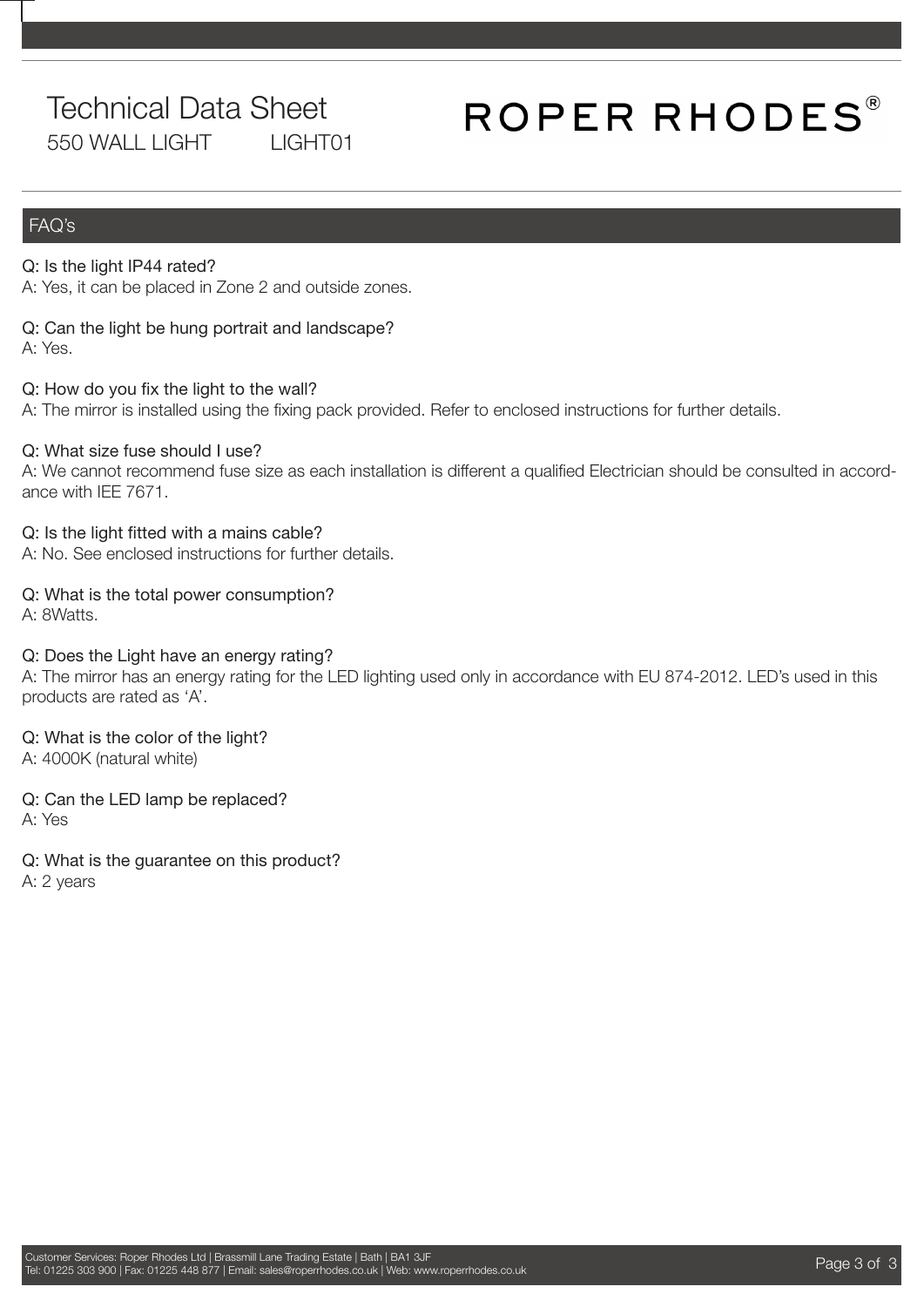# Technical Data Sheet

550 WALL LIGHT LIGHT01

ROPER RHODES®

## FAQ's

Q: Is the light IP44 rated?
A: Yes, it can be placed in Zone 2 and outside zones.

Q: Can the light be hung portrait and landscape?
A: Yes.

Q: How do you fix the light to the wall?
A: The mirror is installed using the fixing pack provided. Refer to enclosed instructions for further details.

Q: What size fuse should I use?
A: We cannot recommend fuse size as each installation is different a qualified Electrician should be consulted in accordance with IEE 7671.

Q: Is the light fitted with a mains cable?
A: No. See enclosed instructions for further details.

Q: What is the total power consumption?
A: 8Watts.

Q: Does the Light have an energy rating?
A: The mirror has an energy rating for the LED lighting used only in accordance with EU 874-2012. LED's used in this products are rated as 'A'.

Q: What is the color of the light?
A: 4000K (natural white)

Q: Can the LED lamp be replaced?
A: Yes

Q: What is the guarantee on this product?
A: 2 years

Customer Services: Roper Rhodes Ltd | Brassmill Lane Trading Estate | Bath | BA1 3JF
Tel: 01225 303 900 | Fax: 01225 448 877 | Email: sales@roperrhodes.co.uk | Web: www.roperrhodes.co.uk